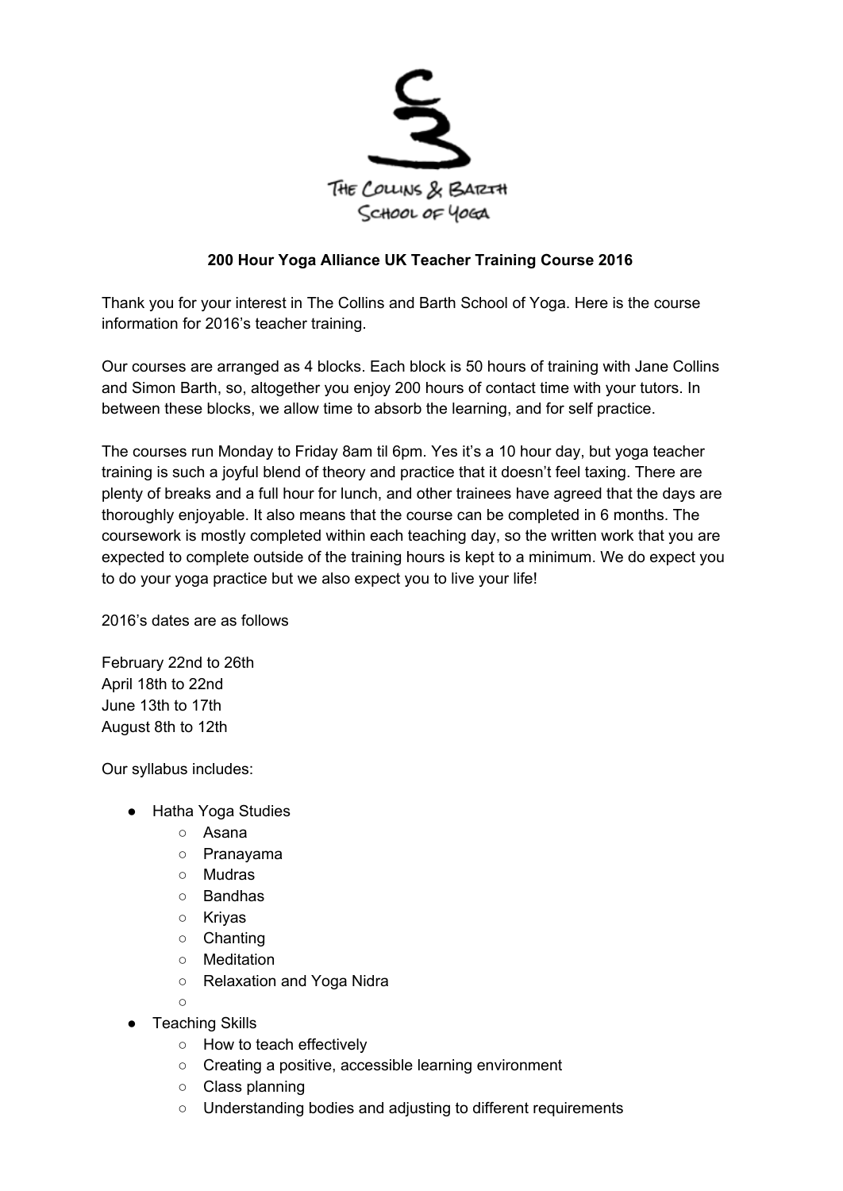The Collins & Barth School of Yoga

**200 Hour Yoga Alliance UK Teacher Training Course 2016**

Thank you for your interest in The Collins and Barth School of Yoga. Here is the course information for 2016's teacher training.

Our courses are arranged as 4 blocks. Each block is 50 hours of training with Jane Collins and Simon Barth, so, altogether you enjoy 200 hours of contact time with your tutors. In between these blocks, we allow time to absorb the learning, and for self practice.

The courses run Monday to Friday 8am til 6pm. Yes it's a 10 hour day, but yoga teacher training is such a joyful blend of theory and practice that it doesn't feel taxing. There are plenty of breaks and a full hour for lunch, and other trainees have agreed that the days are thoroughly enjoyable. It also means that the course can be completed in 6 months. The coursework is mostly completed within each teaching day, so the written work that you are expected to complete outside of the training hours is kept to a minimum. We do expect you to do your yoga practice but we also expect you to live your life!

2016's dates are as follows

February 22nd to 26th
April 18th to 22nd
June 13th to 17th
August 8th to 12th

Our syllabus includes:

- Hatha Yoga Studies
  - Asana
  - Pranayama
  - Mudras
  - Bandhas
  - Kriyas
  - Chanting
  - Meditation
  - Relaxation and Yoga Nidra
- Teaching Skills
  - How to teach effectively
  - Creating a positive, accessible learning environment
  - Class planning
  - Understanding bodies and adjusting to different requirements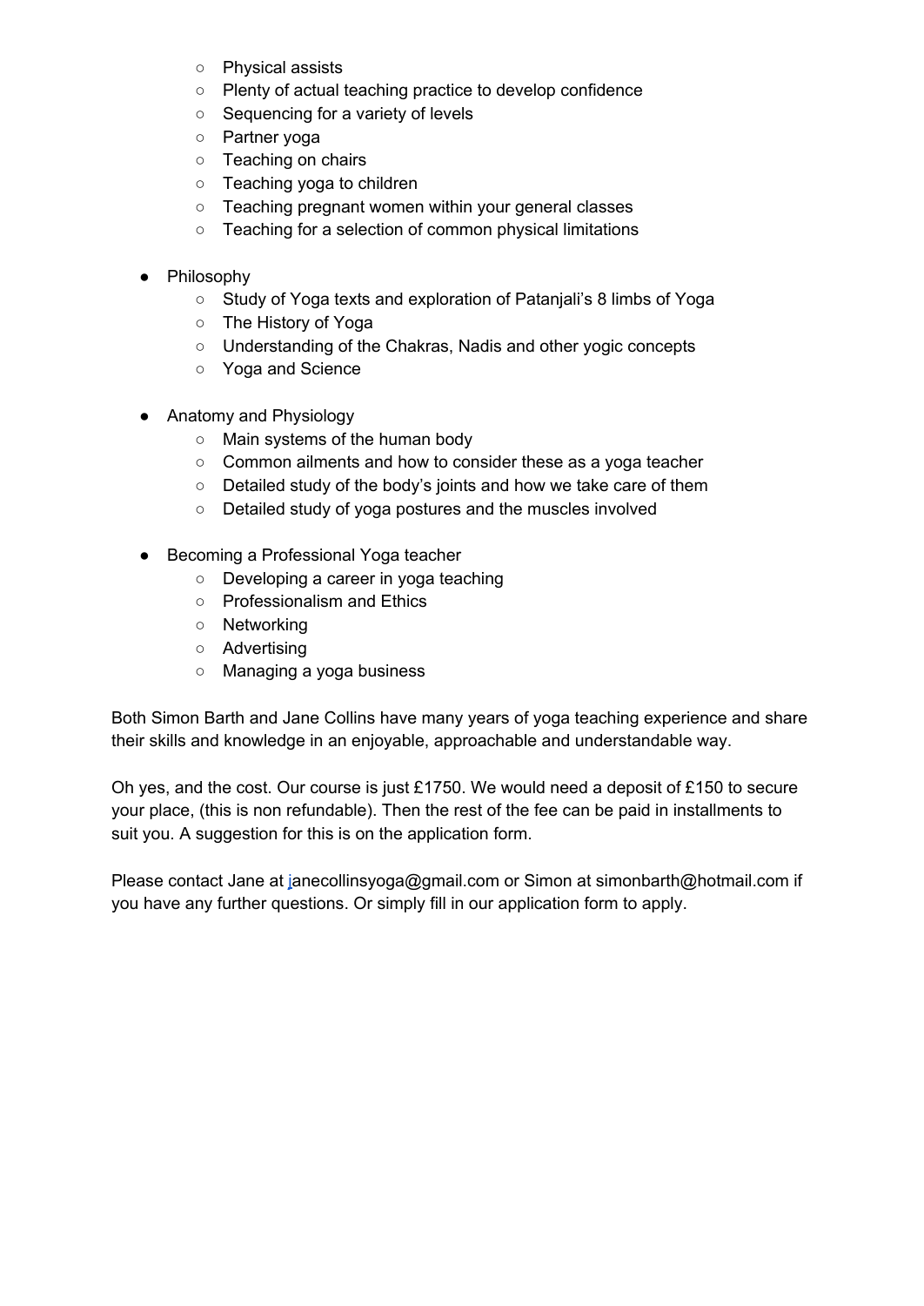- Physical assists
  - Plenty of actual teaching practice to develop confidence
  - Sequencing for a variety of levels
  - Partner yoga
  - Teaching on chairs
  - Teaching yoga to children
  - Teaching pregnant women within your general classes
  - Teaching for a selection of common physical limitations

- Philosophy
  - Study of Yoga texts and exploration of Patanjali's 8 limbs of Yoga
  - The History of Yoga
  - Understanding of the Chakras, Nadis and other yogic concepts
  - Yoga and Science

- Anatomy and Physiology
  - Main systems of the human body
  - Common ailments and how to consider these as a yoga teacher
  - Detailed study of the body's joints and how we take care of them
  - Detailed study of yoga postures and the muscles involved

- Becoming a Professional Yoga teacher
  - Developing a career in yoga teaching
  - Professionalism and Ethics
  - Networking
  - Advertising
  - Managing a yoga business

Both Simon Barth and Jane Collins have many years of yoga teaching experience and share their skills and knowledge in an enjoyable, approachable and understandable way.

Oh yes, and the cost. Our course is just £1750. We would need a deposit of £150 to secure your place, (this is non refundable). Then the rest of the fee can be paid in installments to suit you. A suggestion for this is on the application form.

Please contact Jane at janecollinsyoga@gmail.com or Simon at simonbarth@hotmail.com if you have any further questions. Or simply fill in our application form to apply.